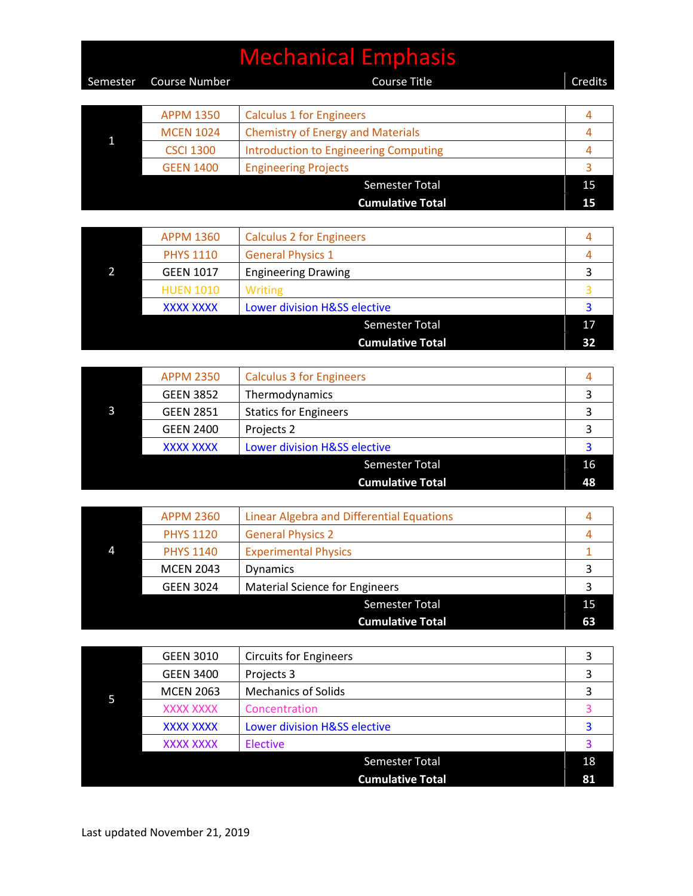# Mechanical Emphasis

| Semester | Course Number | Course Title | Credits |
|---|---|---|---|
| 1 | APPM 1350 | Calculus 1 for Engineers | 4 |
| | MCEN 1024 | Chemistry of Energy and Materials | 4 |
| | CSCI 1300 | Introduction to Engineering Computing | 4 |
| | GEEN 1400 | Engineering Projects | 3 |
| | | Semester Total | 15 |
| | | **Cumulative Total** | **15** |
| 2 | APPM 1360 | Calculus 2 for Engineers | 4 |
| | PHYS 1110 | General Physics 1 | 4 |
| | GEEN 1017 | Engineering Drawing | 3 |
| | HUEN 1010 | Writing | 3 |
| | XXXX XXXX | Lower division H&SS elective | 3 |
| | | Semester Total | 17 |
| | | **Cumulative Total** | **32** |
| 3 | APPM 2350 | Calculus 3 for Engineers | 4 |
| | GEEN 3852 | Thermodynamics | 3 |
| | GEEN 2851 | Statics for Engineers | 3 |
| | GEEN 2400 | Projects 2 | 3 |
| | XXXX XXXX | Lower division H&SS elective | 3 |
| | | Semester Total | 16 |
| | | **Cumulative Total** | **48** |
| 4 | APPM 2360 | Linear Algebra and Differential Equations | 4 |
| | PHYS 1120 | General Physics 2 | 4 |
| | PHYS 1140 | Experimental Physics | 1 |
| | MCEN 2043 | Dynamics | 3 |
| | GEEN 3024 | Material Science for Engineers | 3 |
| | | Semester Total | 15 |
| | | **Cumulative Total** | **63** |
| 5 | GEEN 3010 | Circuits for Engineers | 3 |
| | GEEN 3400 | Projects 3 | 3 |
| | MCEN 2063 | Mechanics of Solids | 3 |
| | XXXX XXXX | Concentration | 3 |
| | XXXX XXXX | Lower division H&SS elective | 3 |
| | XXXX XXXX | Elective | 3 |
| | | Semester Total | 18 |
| | | **Cumulative Total** | **81** |

Last updated November 21, 2019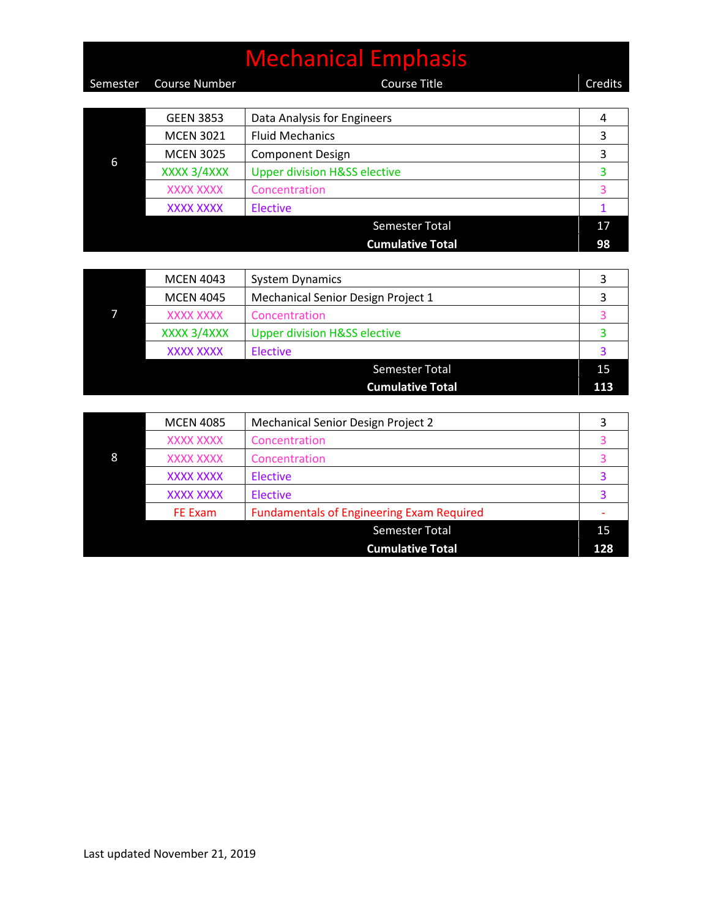# Mechanical Emphasis

| Semester | Course Number | Course Title | Credits |
|---|---|---|---|
| 6 | GEEN 3853 | Data Analysis for Engineers | 4 |
| | MCEN 3021 | Fluid Mechanics | 3 |
| | MCEN 3025 | Component Design | 3 |
| | XXXX 3/4XXX | Upper division H&SS elective | 3 |
| | XXXX XXXX | Concentration | 3 |
| | XXXX XXXX | Elective | 1 |
| | | Semester Total | 17 |
| | | **Cumulative Total** | **98** |
| 7 | MCEN 4043 | System Dynamics | 3 |
| | MCEN 4045 | Mechanical Senior Design Project 1 | 3 |
| | XXXX XXXX | Concentration | 3 |
| | XXXX 3/4XXX | Upper division H&SS elective | 3 |
| | XXXX XXXX | Elective | 3 |
| | | Semester Total | 15 |
| | | **Cumulative Total** | **113** |
| 8 | MCEN 4085 | Mechanical Senior Design Project 2 | 3 |
| | XXXX XXXX | Concentration | 3 |
| | XXXX XXXX | Concentration | 3 |
| | XXXX XXXX | Elective | 3 |
| | XXXX XXXX | Elective | 3 |
| | FE Exam | Fundamentals of Engineering Exam Required | - |
| | | Semester Total | 15 |
| | | **Cumulative Total** | **128** |

Last updated November 21, 2019